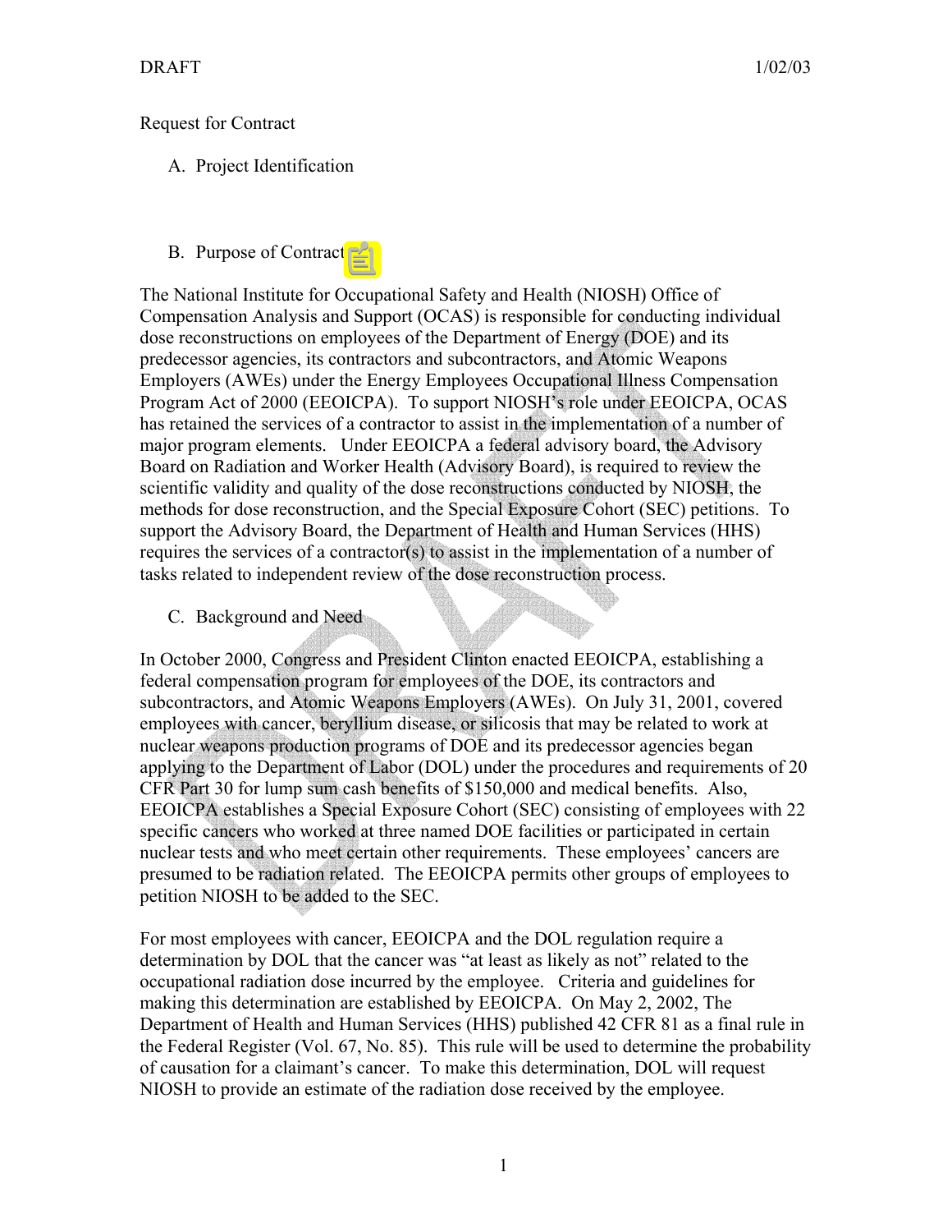DRAFT 1/02/03

Request for Contract

A. Project Identification

B. Purpose of Contract

The National Institute for Occupational Safety and Health (NIOSH) Office of Compensation Analysis and Support (OCAS) is responsible for conducting individual dose reconstructions on employees of the Department of Energy (DOE) and its predecessor agencies, its contractors and subcontractors, and Atomic Weapons Employers (AWEs) under the Energy Employees Occupational Illness Compensation Program Act of 2000 (EEOICPA). To support NIOSH's role under EEOICPA, OCAS has retained the services of a contractor to assist in the implementation of a number of major program elements. Under EEOICPA a federal advisory board, the Advisory Board on Radiation and Worker Health (Advisory Board), is required to review the scientific validity and quality of the dose reconstructions conducted by NIOSH, the methods for dose reconstruction, and the Special Exposure Cohort (SEC) petitions. To support the Advisory Board, the Department of Health and Human Services (HHS) requires the services of a contractor(s) to assist in the implementation of a number of tasks related to independent review of the dose reconstruction process.

C. Background and Need

In October 2000, Congress and President Clinton enacted EEOICPA, establishing a federal compensation program for employees of the DOE, its contractors and subcontractors, and Atomic Weapons Employers (AWEs). On July 31, 2001, covered employees with cancer, beryllium disease, or silicosis that may be related to work at nuclear weapons production programs of DOE and its predecessor agencies began applying to the Department of Labor (DOL) under the procedures and requirements of 20 CFR Part 30 for lump sum cash benefits of $150,000 and medical benefits. Also, EEOICPA establishes a Special Exposure Cohort (SEC) consisting of employees with 22 specific cancers who worked at three named DOE facilities or participated in certain nuclear tests and who meet certain other requirements. These employees' cancers are presumed to be radiation related. The EEOICPA permits other groups of employees to petition NIOSH to be added to the SEC.

For most employees with cancer, EEOICPA and the DOL regulation require a determination by DOL that the cancer was "at least as likely as not" related to the occupational radiation dose incurred by the employee. Criteria and guidelines for making this determination are established by EEOICPA. On May 2, 2002, The Department of Health and Human Services (HHS) published 42 CFR 81 as a final rule in the Federal Register (Vol. 67, No. 85). This rule will be used to determine the probability of causation for a claimant's cancer. To make this determination, DOL will request NIOSH to provide an estimate of the radiation dose received by the employee.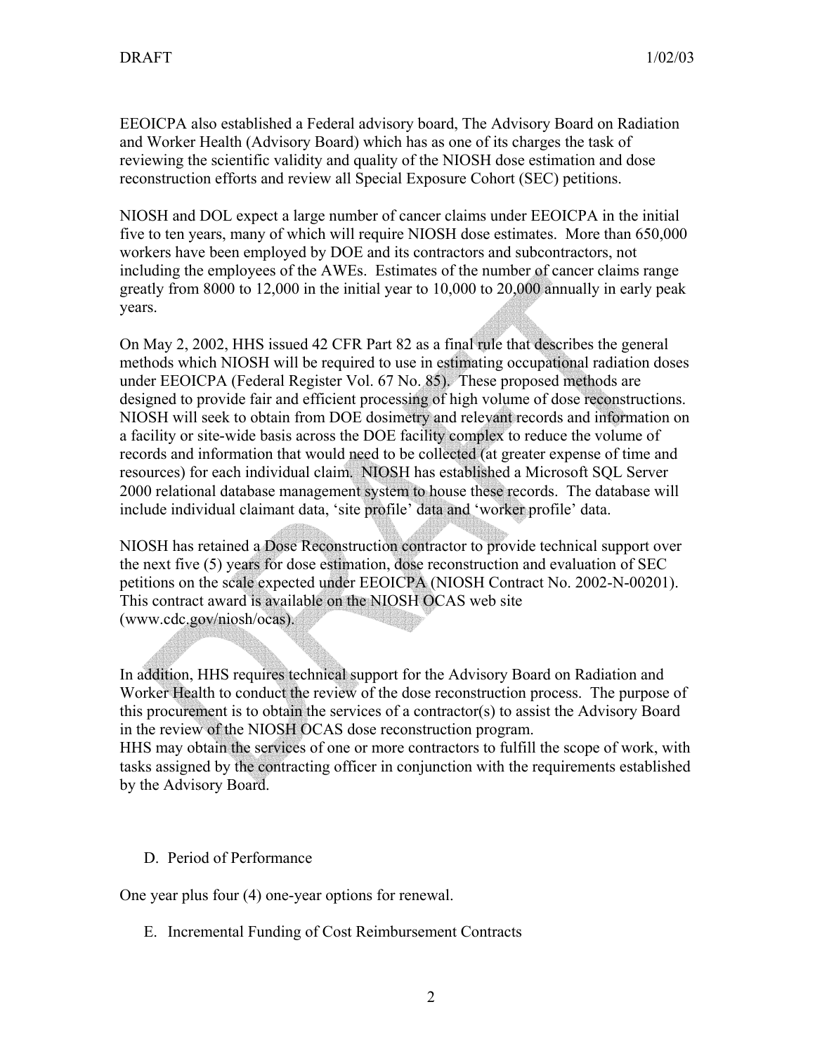EEOICPA also established a Federal advisory board, The Advisory Board on Radiation and Worker Health (Advisory Board) which has as one of its charges the task of reviewing the scientific validity and quality of the NIOSH dose estimation and dose reconstruction efforts and review all Special Exposure Cohort (SEC) petitions.

NIOSH and DOL expect a large number of cancer claims under EEOICPA in the initial five to ten years, many of which will require NIOSH dose estimates. More than 650,000 workers have been employed by DOE and its contractors and subcontractors, not including the employees of the AWEs. Estimates of the number of cancer claims range greatly from 8000 to 12,000 in the initial year to 10,000 to 20,000 annually in early peak years.

On May 2, 2002, HHS issued 42 CFR Part 82 as a final rule that describes the general methods which NIOSH will be required to use in estimating occupational radiation doses under EEOICPA (Federal Register Vol. 67 No. 85). These proposed methods are designed to provide fair and efficient processing of high volume of dose reconstructions. NIOSH will seek to obtain from DOE dosimetry and relevant records and information on a facility or site-wide basis across the DOE facility complex to reduce the volume of records and information that would need to be collected (at greater expense of time and resources) for each individual claim. NIOSH has established a Microsoft SQL Server 2000 relational database management system to house these records. The database will include individual claimant data, 'site profile' data and 'worker profile' data.

NIOSH has retained a Dose Reconstruction contractor to provide technical support over the next five (5) years for dose estimation, dose reconstruction and evaluation of SEC petitions on the scale expected under EEOICPA (NIOSH Contract No. 2002-N-00201). This contract award is available on the NIOSH OCAS web site (www.cdc.gov/niosh/ocas).

In addition, HHS requires technical support for the Advisory Board on Radiation and Worker Health to conduct the review of the dose reconstruction process. The purpose of this procurement is to obtain the services of a contractor(s) to assist the Advisory Board in the review of the NIOSH OCAS dose reconstruction program.
HHS may obtain the services of one or more contractors to fulfill the scope of work, with tasks assigned by the contracting officer in conjunction with the requirements established by the Advisory Board.

D. Period of Performance

One year plus four (4) one-year options for renewal.

E. Incremental Funding of Cost Reimbursement Contracts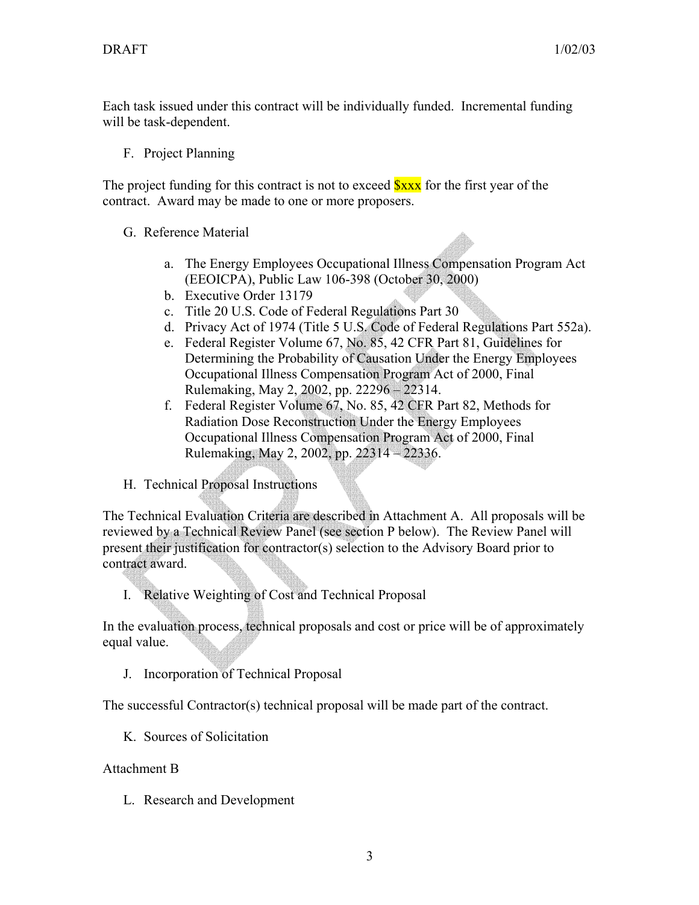Each task issued under this contract will be individually funded. Incremental funding will be task-dependent.

F. Project Planning

The project funding for this contract is not to exceed $xxx for the first year of the contract. Award may be made to one or more proposers.

G. Reference Material

a. The Energy Employees Occupational Illness Compensation Program Act (EEOICPA), Public Law 106-398 (October 30, 2000)
b. Executive Order 13179
c. Title 20 U.S. Code of Federal Regulations Part 30
d. Privacy Act of 1974 (Title 5 U.S. Code of Federal Regulations Part 552a).
e. Federal Register Volume 67, No. 85, 42 CFR Part 81, Guidelines for Determining the Probability of Causation Under the Energy Employees Occupational Illness Compensation Program Act of 2000, Final Rulemaking, May 2, 2002, pp. 22296 – 22314.
f. Federal Register Volume 67, No. 85, 42 CFR Part 82, Methods for Radiation Dose Reconstruction Under the Energy Employees Occupational Illness Compensation Program Act of 2000, Final Rulemaking, May 2, 2002, pp. 22314 – 22336.

H. Technical Proposal Instructions

The Technical Evaluation Criteria are described in Attachment A. All proposals will be reviewed by a Technical Review Panel (see section P below). The Review Panel will present their justification for contractor(s) selection to the Advisory Board prior to contract award.

I. Relative Weighting of Cost and Technical Proposal

In the evaluation process, technical proposals and cost or price will be of approximately equal value.

J. Incorporation of Technical Proposal

The successful Contractor(s) technical proposal will be made part of the contract.

K. Sources of Solicitation

Attachment B

L. Research and Development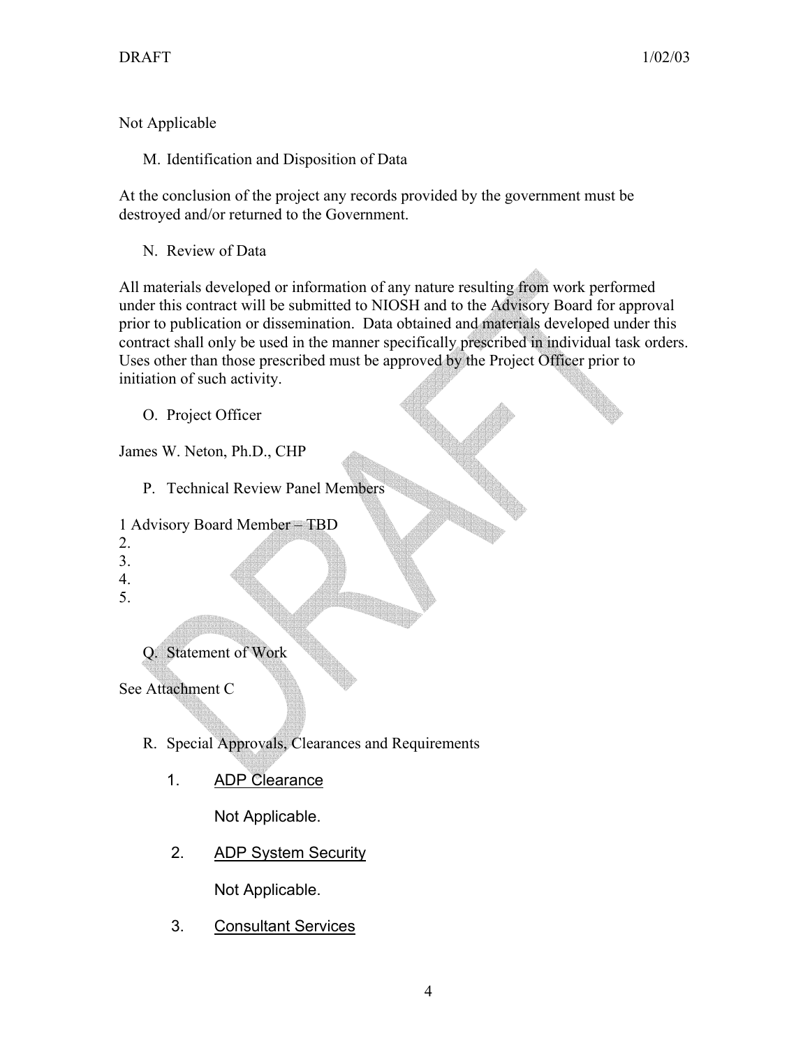Not Applicable

M. Identification and Disposition of Data

At the conclusion of the project any records provided by the government must be destroyed and/or returned to the Government.

N. Review of Data

All materials developed or information of any nature resulting from work performed under this contract will be submitted to NIOSH and to the Advisory Board for approval prior to publication or dissemination. Data obtained and materials developed under this contract shall only be used in the manner specifically prescribed in individual task orders. Uses other than those prescribed must be approved by the Project Officer prior to initiation of such activity.

O. Project Officer

James W. Neton, Ph.D., CHP

P. Technical Review Panel Members

1 Advisory Board Member – TBD
2.
3.
4.
5.

Q. Statement of Work

See Attachment C

R. Special Approvals, Clearances and Requirements

1. <u>ADP Clearance</u>

   Not Applicable.

2. <u>ADP System Security</u>

   Not Applicable.

3. <u>Consultant Services</u>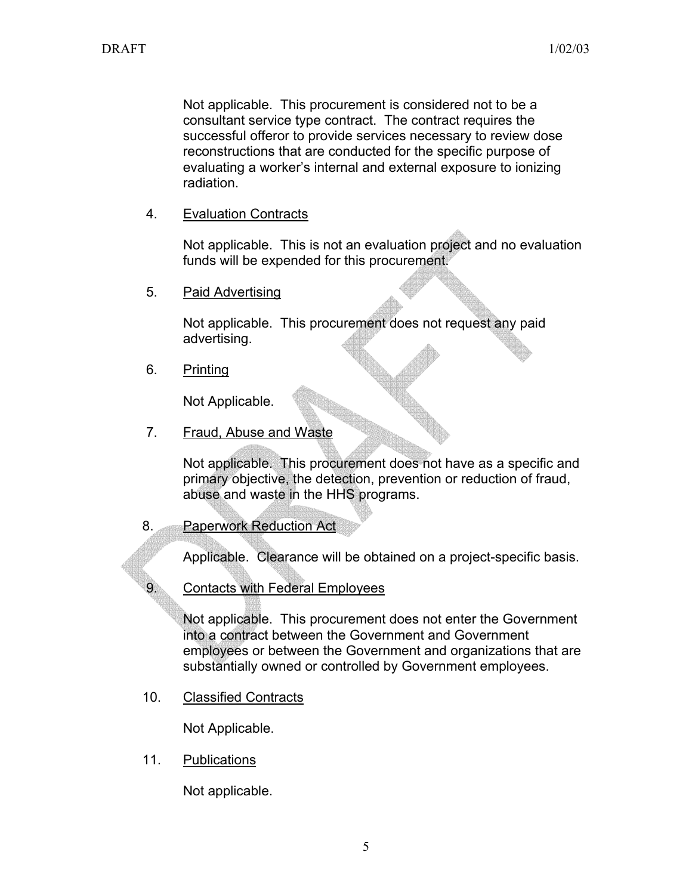Not applicable. This procurement is considered not to be a consultant service type contract. The contract requires the successful offeror to provide services necessary to review dose reconstructions that are conducted for the specific purpose of evaluating a worker's internal and external exposure to ionizing radiation.

4. Evaluation Contracts

   Not applicable. This is not an evaluation project and no evaluation funds will be expended for this procurement.

5. Paid Advertising

   Not applicable. This procurement does not request any paid advertising.

6. Printing

   Not Applicable.

7. Fraud, Abuse and Waste

   Not applicable. This procurement does not have as a specific and primary objective, the detection, prevention or reduction of fraud, abuse and waste in the HHS programs.

8. Paperwork Reduction Act

   Applicable. Clearance will be obtained on a project-specific basis.

9. Contacts with Federal Employees

   Not applicable. This procurement does not enter the Government into a contract between the Government and Government employees or between the Government and organizations that are substantially owned or controlled by Government employees.

10. Classified Contracts

    Not Applicable.

11. Publications

    Not applicable.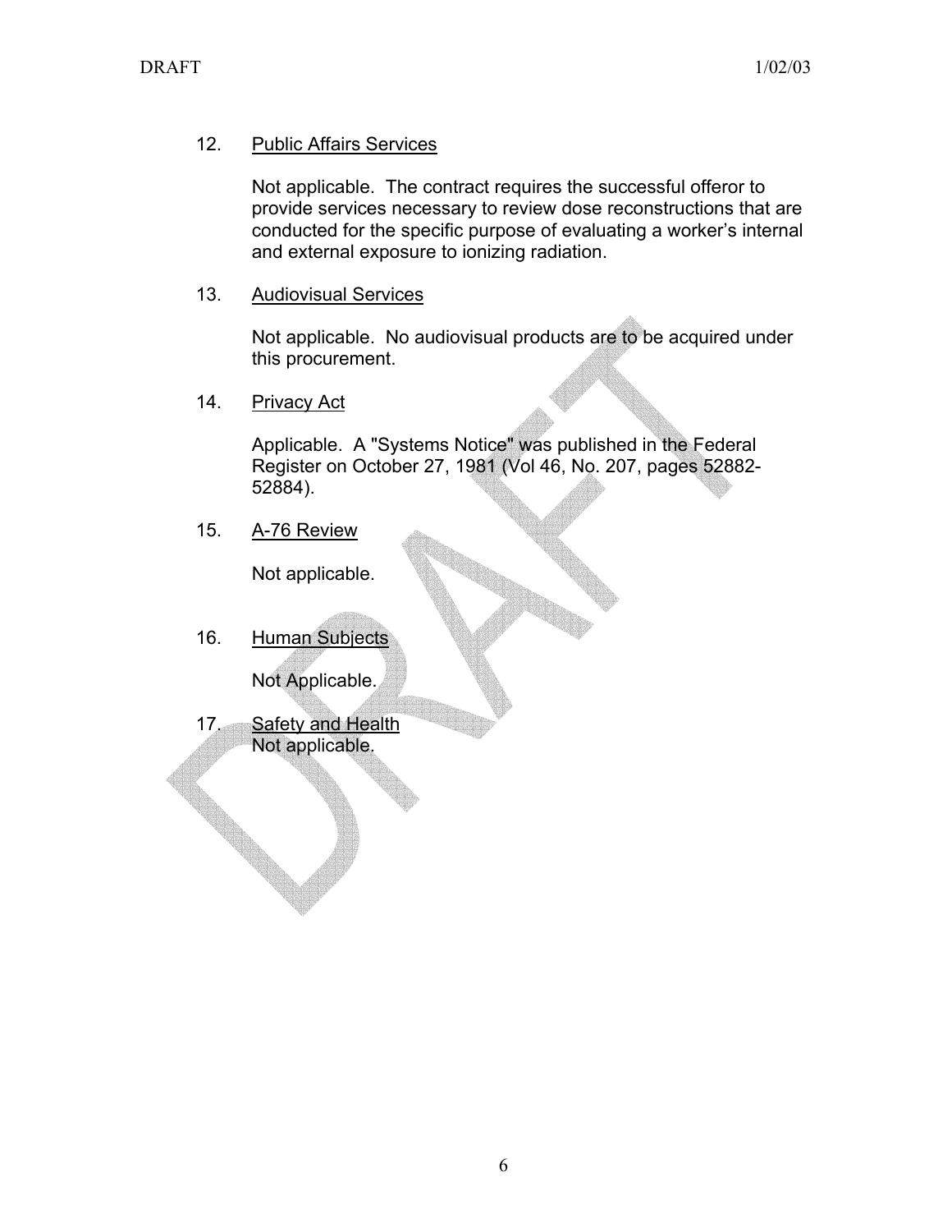12. Public Affairs Services

    Not applicable. The contract requires the successful offeror to provide services necessary to review dose reconstructions that are conducted for the specific purpose of evaluating a worker's internal and external exposure to ionizing radiation.

13. Audiovisual Services

    Not applicable. No audiovisual products are to be acquired under this procurement.

14. Privacy Act

    Applicable. A "Systems Notice" was published in the Federal Register on October 27, 1981 (Vol 46, No. 207, pages 52882-52884).

15. A-76 Review

    Not applicable.

16. Human Subjects

    Not Applicable.

17. Safety and Health

    Not applicable.